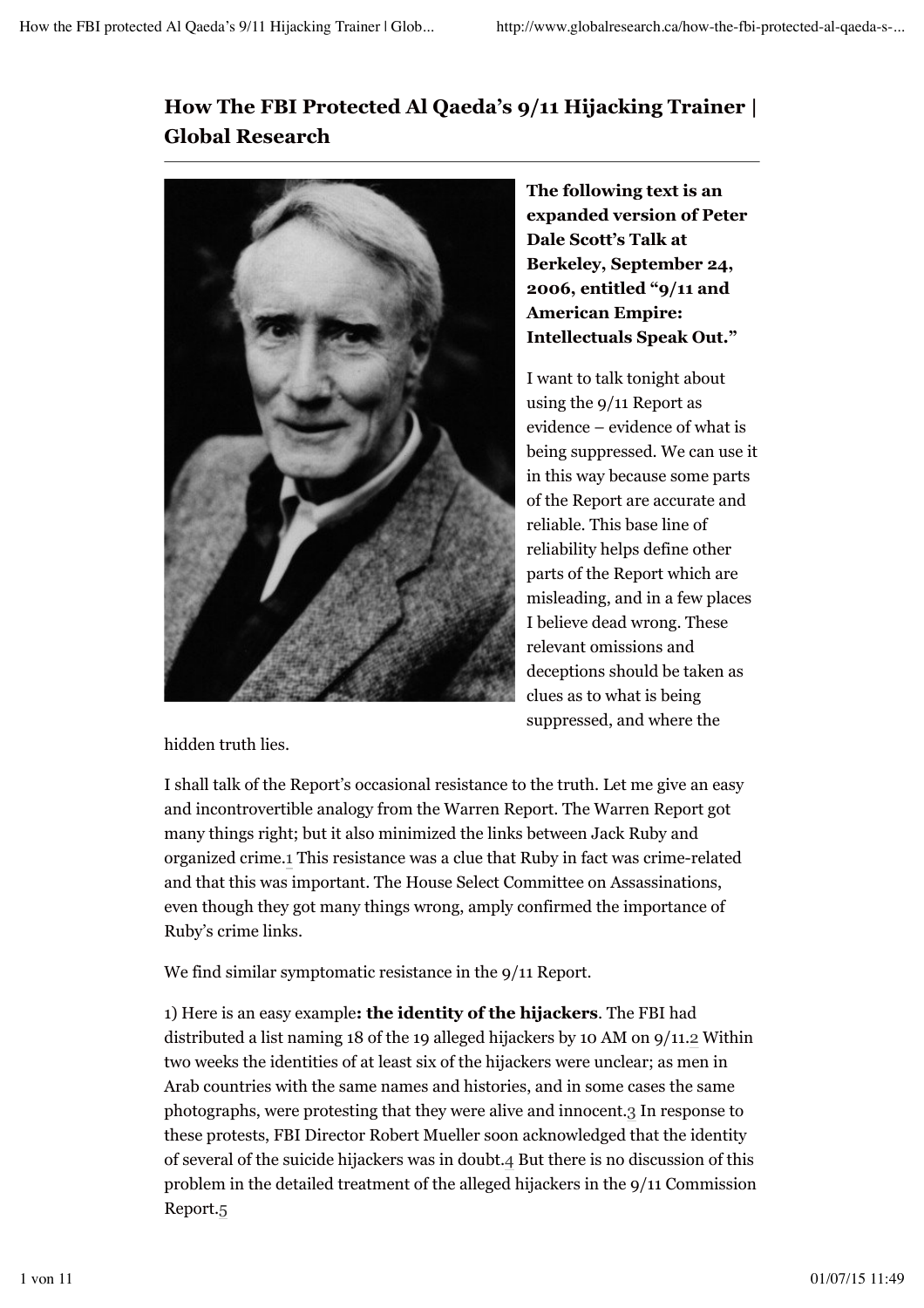# How The FBI Protected Al Qaeda's 9/11 Hijacking Trainer | Global Research

**The following text is an expanded version of Peter Dale Scott's Talk at Berkeley, September 24, 2006, entitled "9/11 and American Empire: Intellectuals Speak Out."**

I want to talk tonight about using the 9/11 Report as evidence – evidence of what is being suppressed. We can use it in this way because some parts of the Report are accurate and reliable. This base line of reliability helps define other parts of the Report which are misleading, and in a few places I believe dead wrong. These relevant omissions and deceptions should be taken as clues as to what is being suppressed, and where the hidden truth lies.

I shall talk of the Report's occasional resistance to the truth. Let me give an easy and incontrovertible analogy from the Warren Report. The Warren Report got many things right; but it also minimized the links between Jack Ruby and organized crime.[1] This resistance was a clue that Ruby in fact was crime-related and that this was important. The House Select Committee on Assassinations, even though they got many things wrong, amply confirmed the importance of Ruby's crime links.

We find similar symptomatic resistance in the 9/11 Report.

1) Here is an easy example**: the identity of the hijackers**. The FBI had distributed a list naming 18 of the 19 alleged hijackers by 10 AM on 9/11.[2] Within two weeks the identities of at least six of the hijackers were unclear; as men in Arab countries with the same names and histories, and in some cases the same photographs, were protesting that they were alive and innocent.[3] In response to these protests, FBI Director Robert Mueller soon acknowledged that the identity of several of the suicide hijackers was in doubt.[4] But there is no discussion of this problem in the detailed treatment of the alleged hijackers in the 9/11 Commission Report.[5]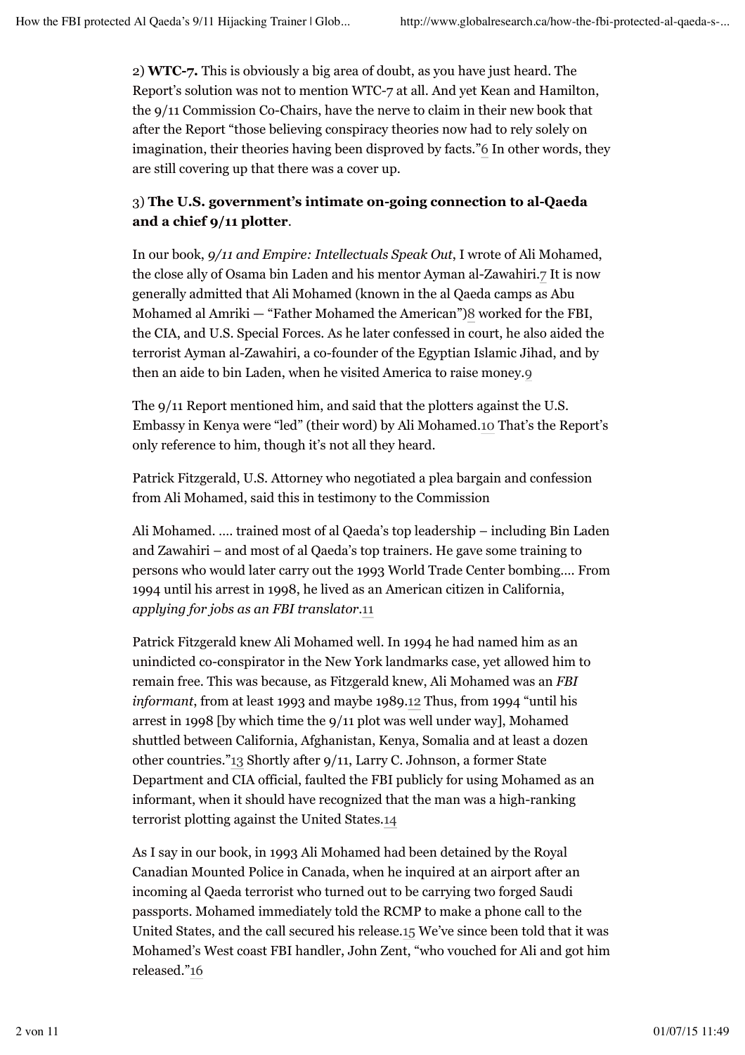2) **WTC-7.** This is obviously a big area of doubt, as you have just heard. The Report's solution was not to mention WTC-7 at all. And yet Kean and Hamilton, the 9/11 Commission Co-Chairs, have the nerve to claim in their new book that after the Report "those believing conspiracy theories now had to rely solely on imagination, their theories having been disproved by facts."[6] In other words, they are still covering up that there was a cover up.

3) **The U.S. government's intimate on-going connection to al-Qaeda and a chief 9/11 plotter**.

In our book, *9/11 and Empire: Intellectuals Speak Out*, I wrote of Ali Mohamed, the close ally of Osama bin Laden and his mentor Ayman al-Zawahiri.[7] It is now generally admitted that Ali Mohamed (known in the al Qaeda camps as Abu Mohamed al Amriki — "Father Mohamed the American")[8] worked for the FBI, the CIA, and U.S. Special Forces. As he later confessed in court, he also aided the terrorist Ayman al-Zawahiri, a co-founder of the Egyptian Islamic Jihad, and by then an aide to bin Laden, when he visited America to raise money.[9]

The 9/11 Report mentioned him, and said that the plotters against the U.S. Embassy in Kenya were "led" (their word) by Ali Mohamed.[10] That's the Report's only reference to him, though it's not all they heard.

Patrick Fitzgerald, U.S. Attorney who negotiated a plea bargain and confession from Ali Mohamed, said this in testimony to the Commission

Ali Mohamed. …. trained most of al Qaeda's top leadership – including Bin Laden and Zawahiri – and most of al Qaeda's top trainers. He gave some training to persons who would later carry out the 1993 World Trade Center bombing…. From 1994 until his arrest in 1998, he lived as an American citizen in California, *applying for jobs as an FBI translator*.[11]

Patrick Fitzgerald knew Ali Mohamed well. In 1994 he had named him as an unindicted co-conspirator in the New York landmarks case, yet allowed him to remain free. This was because, as Fitzgerald knew, Ali Mohamed was an *FBI informant*, from at least 1993 and maybe 1989.[12] Thus, from 1994 "until his arrest in 1998 [by which time the 9/11 plot was well under way], Mohamed shuttled between California, Afghanistan, Kenya, Somalia and at least a dozen other countries."[13] Shortly after 9/11, Larry C. Johnson, a former State Department and CIA official, faulted the FBI publicly for using Mohamed as an informant, when it should have recognized that the man was a high-ranking terrorist plotting against the United States.[14]

As I say in our book, in 1993 Ali Mohamed had been detained by the Royal Canadian Mounted Police in Canada, when he inquired at an airport after an incoming al Qaeda terrorist who turned out to be carrying two forged Saudi passports. Mohamed immediately told the RCMP to make a phone call to the United States, and the call secured his release.[15] We've since been told that it was Mohamed's West coast FBI handler, John Zent, "who vouched for Ali and got him released."[16]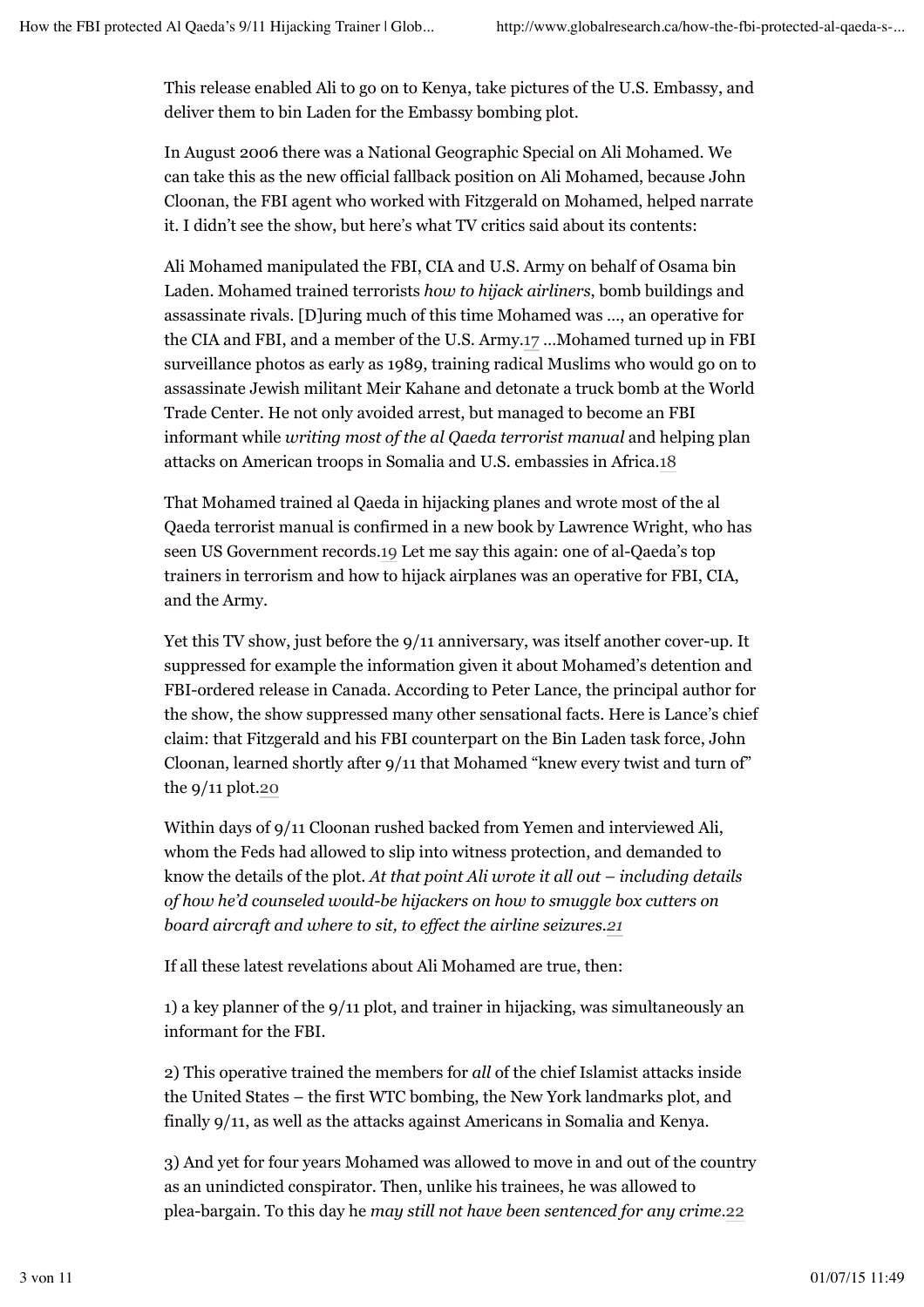This release enabled Ali to go on to Kenya, take pictures of the U.S. Embassy, and deliver them to bin Laden for the Embassy bombing plot.

In August 2006 there was a National Geographic Special on Ali Mohamed. We can take this as the new official fallback position on Ali Mohamed, because John Cloonan, the FBI agent who worked with Fitzgerald on Mohamed, helped narrate it. I didn't see the show, but here's what TV critics said about its contents:

Ali Mohamed manipulated the FBI, CIA and U.S. Army on behalf of Osama bin Laden. Mohamed trained terrorists *how to hijack airliners*, bomb buildings and assassinate rivals. [D]uring much of this time Mohamed was …, an operative for the CIA and FBI, and a member of the U.S. Army.[17] …Mohamed turned up in FBI surveillance photos as early as 1989, training radical Muslims who would go on to assassinate Jewish militant Meir Kahane and detonate a truck bomb at the World Trade Center. He not only avoided arrest, but managed to become an FBI informant while *writing most of the al Qaeda terrorist manual* and helping plan attacks on American troops in Somalia and U.S. embassies in Africa.[18]

That Mohamed trained al Qaeda in hijacking planes and wrote most of the al Qaeda terrorist manual is confirmed in a new book by Lawrence Wright, who has seen US Government records.[19] Let me say this again: one of al-Qaeda's top trainers in terrorism and how to hijack airplanes was an operative for FBI, CIA, and the Army.

Yet this TV show, just before the 9/11 anniversary, was itself another cover-up. It suppressed for example the information given it about Mohamed's detention and FBI-ordered release in Canada. According to Peter Lance, the principal author for the show, the show suppressed many other sensational facts. Here is Lance's chief claim: that Fitzgerald and his FBI counterpart on the Bin Laden task force, John Cloonan, learned shortly after 9/11 that Mohamed "knew every twist and turn of" the 9/11 plot.[20]

Within days of 9/11 Cloonan rushed backed from Yemen and interviewed Ali, whom the Feds had allowed to slip into witness protection, and demanded to know the details of the plot. *At that point Ali wrote it all out – including details of how he'd counseled would-be hijackers on how to smuggle box cutters on board aircraft and where to sit, to effect the airline seizures.[21]*

If all these latest revelations about Ali Mohamed are true, then:

1) a key planner of the 9/11 plot, and trainer in hijacking, was simultaneously an informant for the FBI.

2) This operative trained the members for *all* of the chief Islamist attacks inside the United States – the first WTC bombing, the New York landmarks plot, and finally 9/11, as well as the attacks against Americans in Somalia and Kenya.

3) And yet for four years Mohamed was allowed to move in and out of the country as an unindicted conspirator. Then, unlike his trainees, he was allowed to plea-bargain. To this day he *may still not have been sentenced for any crime*.[22]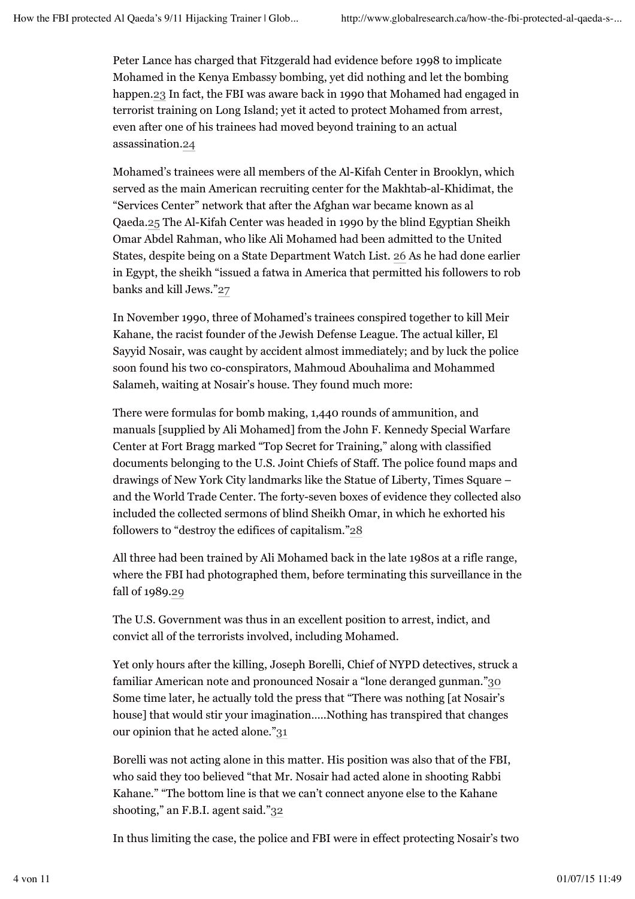Peter Lance has charged that Fitzgerald had evidence before 1998 to implicate Mohamed in the Kenya Embassy bombing, yet did nothing and let the bombing happen.[23] In fact, the FBI was aware back in 1990 that Mohamed had engaged in terrorist training on Long Island; yet it acted to protect Mohamed from arrest, even after one of his trainees had moved beyond training to an actual assassination.[24]

Mohamed's trainees were all members of the Al-Kifah Center in Brooklyn, which served as the main American recruiting center for the Makhtab-al-Khidimat, the "Services Center" network that after the Afghan war became known as al Qaeda.[25] The Al-Kifah Center was headed in 1990 by the blind Egyptian Sheikh Omar Abdel Rahman, who like Ali Mohamed had been admitted to the United States, despite being on a State Department Watch List. [26] As he had done earlier in Egypt, the sheikh "issued a fatwa in America that permitted his followers to rob banks and kill Jews."[27]

In November 1990, three of Mohamed's trainees conspired together to kill Meir Kahane, the racist founder of the Jewish Defense League. The actual killer, El Sayyid Nosair, was caught by accident almost immediately; and by luck the police soon found his two co-conspirators, Mahmoud Abouhalima and Mohammed Salameh, waiting at Nosair's house. They found much more:

There were formulas for bomb making, 1,440 rounds of ammunition, and manuals [supplied by Ali Mohamed] from the John F. Kennedy Special Warfare Center at Fort Bragg marked "Top Secret for Training," along with classified documents belonging to the U.S. Joint Chiefs of Staff. The police found maps and drawings of New York City landmarks like the Statue of Liberty, Times Square – and the World Trade Center. The forty-seven boxes of evidence they collected also included the collected sermons of blind Sheikh Omar, in which he exhorted his followers to "destroy the edifices of capitalism."[28]

All three had been trained by Ali Mohamed back in the late 1980s at a rifle range, where the FBI had photographed them, before terminating this surveillance in the fall of 1989.[29]

The U.S. Government was thus in an excellent position to arrest, indict, and convict all of the terrorists involved, including Mohamed.

Yet only hours after the killing, Joseph Borelli, Chief of NYPD detectives, struck a familiar American note and pronounced Nosair a "lone deranged gunman."[30] Some time later, he actually told the press that "There was nothing [at Nosair's house] that would stir your imagination…..Nothing has transpired that changes our opinion that he acted alone."[31]

Borelli was not acting alone in this matter. His position was also that of the FBI, who said they too believed "that Mr. Nosair had acted alone in shooting Rabbi Kahane." "The bottom line is that we can't connect anyone else to the Kahane shooting," an F.B.I. agent said."[32]

In thus limiting the case, the police and FBI were in effect protecting Nosair's two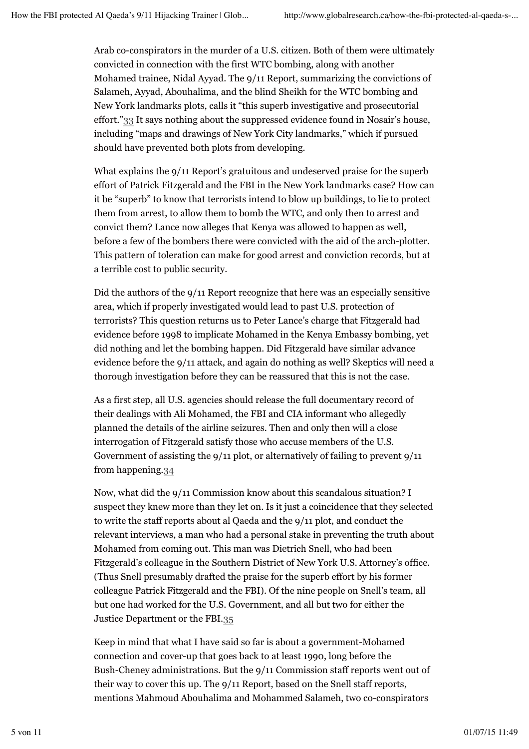Arab co-conspirators in the murder of a U.S. citizen. Both of them were ultimately convicted in connection with the first WTC bombing, along with another Mohamed trainee, Nidal Ayyad. The 9/11 Report, summarizing the convictions of Salameh, Ayyad, Abouhalima, and the blind Sheikh for the WTC bombing and New York landmarks plots, calls it "this superb investigative and prosecutorial effort."[33] It says nothing about the suppressed evidence found in Nosair's house, including "maps and drawings of New York City landmarks," which if pursued should have prevented both plots from developing.

What explains the 9/11 Report's gratuitous and undeserved praise for the superb effort of Patrick Fitzgerald and the FBI in the New York landmarks case? How can it be "superb" to know that terrorists intend to blow up buildings, to lie to protect them from arrest, to allow them to bomb the WTC, and only then to arrest and convict them? Lance now alleges that Kenya was allowed to happen as well, before a few of the bombers there were convicted with the aid of the arch-plotter. This pattern of toleration can make for good arrest and conviction records, but at a terrible cost to public security.

Did the authors of the 9/11 Report recognize that here was an especially sensitive area, which if properly investigated would lead to past U.S. protection of terrorists? This question returns us to Peter Lance's charge that Fitzgerald had evidence before 1998 to implicate Mohamed in the Kenya Embassy bombing, yet did nothing and let the bombing happen. Did Fitzgerald have similar advance evidence before the 9/11 attack, and again do nothing as well? Skeptics will need a thorough investigation before they can be reassured that this is not the case.

As a first step, all U.S. agencies should release the full documentary record of their dealings with Ali Mohamed, the FBI and CIA informant who allegedly planned the details of the airline seizures. Then and only then will a close interrogation of Fitzgerald satisfy those who accuse members of the U.S. Government of assisting the 9/11 plot, or alternatively of failing to prevent 9/11 from happening.[34]

Now, what did the 9/11 Commission know about this scandalous situation? I suspect they knew more than they let on. Is it just a coincidence that they selected to write the staff reports about al Qaeda and the 9/11 plot, and conduct the relevant interviews, a man who had a personal stake in preventing the truth about Mohamed from coming out. This man was Dietrich Snell, who had been Fitzgerald's colleague in the Southern District of New York U.S. Attorney's office. (Thus Snell presumably drafted the praise for the superb effort by his former colleague Patrick Fitzgerald and the FBI). Of the nine people on Snell's team, all but one had worked for the U.S. Government, and all but two for either the Justice Department or the FBI.[35]

Keep in mind that what I have said so far is about a government-Mohamed connection and cover-up that goes back to at least 1990, long before the Bush-Cheney administrations. But the 9/11 Commission staff reports went out of their way to cover this up. The 9/11 Report, based on the Snell staff reports, mentions Mahmoud Abouhalima and Mohammed Salameh, two co-conspirators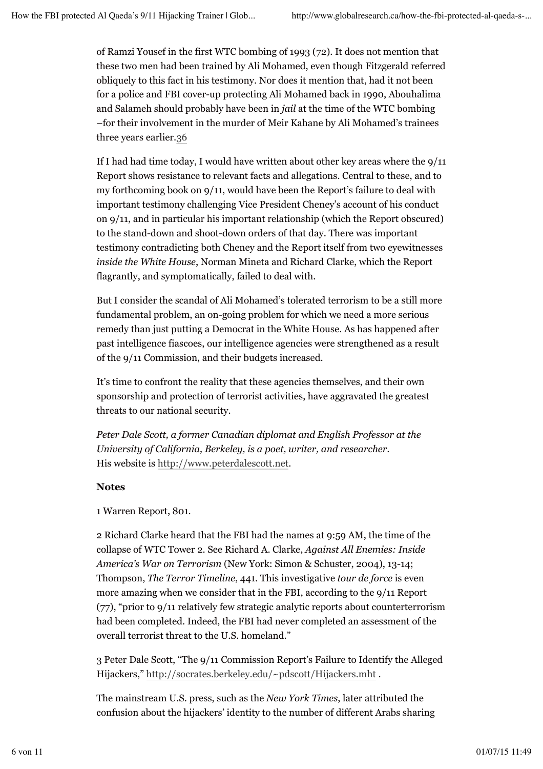of Ramzi Yousef in the first WTC bombing of 1993 (72). It does not mention that these two men had been trained by Ali Mohamed, even though Fitzgerald referred obliquely to this fact in his testimony. Nor does it mention that, had it not been for a police and FBI cover-up protecting Ali Mohamed back in 1990, Abouhalima and Salameh should probably have been in *jail* at the time of the WTC bombing –for their involvement in the murder of Meir Kahane by Ali Mohamed's trainees three years earlier.36

If I had had time today, I would have written about other key areas where the 9/11 Report shows resistance to relevant facts and allegations. Central to these, and to my forthcoming book on 9/11, would have been the Report's failure to deal with important testimony challenging Vice President Cheney's account of his conduct on 9/11, and in particular his important relationship (which the Report obscured) to the stand-down and shoot-down orders of that day. There was important testimony contradicting both Cheney and the Report itself from two eyewitnesses *inside the White House*, Norman Mineta and Richard Clarke, which the Report flagrantly, and symptomatically, failed to deal with.

But I consider the scandal of Ali Mohamed's tolerated terrorism to be a still more fundamental problem, an on-going problem for which we need a more serious remedy than just putting a Democrat in the White House. As has happened after past intelligence fiascoes, our intelligence agencies were strengthened as a result of the 9/11 Commission, and their budgets increased.

It's time to confront the reality that these agencies themselves, and their own sponsorship and protection of terrorist activities, have aggravated the greatest threats to our national security.

*Peter Dale Scott, a former Canadian diplomat and English Professor at the University of California, Berkeley, is a poet, writer, and researcher.*
His website is http://www.peterdalescott.net.

**Notes**

1 Warren Report, 801.

2 Richard Clarke heard that the FBI had the names at 9:59 AM, the time of the collapse of WTC Tower 2. See Richard A. Clarke, *Against All Enemies: Inside America's War on Terrorism* (New York: Simon & Schuster, 2004), 13-14; Thompson, *The Terror Timeline*, 441. This investigative *tour de force* is even more amazing when we consider that in the FBI, according to the 9/11 Report (77), "prior to 9/11 relatively few strategic analytic reports about counterterrorism had been completed. Indeed, the FBI had never completed an assessment of the overall terrorist threat to the U.S. homeland."

3 Peter Dale Scott, "The 9/11 Commission Report's Failure to Identify the Alleged Hijackers," http://socrates.berkeley.edu/~pdscott/Hijackers.mht .

The mainstream U.S. press, such as the *New York Times*, later attributed the confusion about the hijackers' identity to the number of different Arabs sharing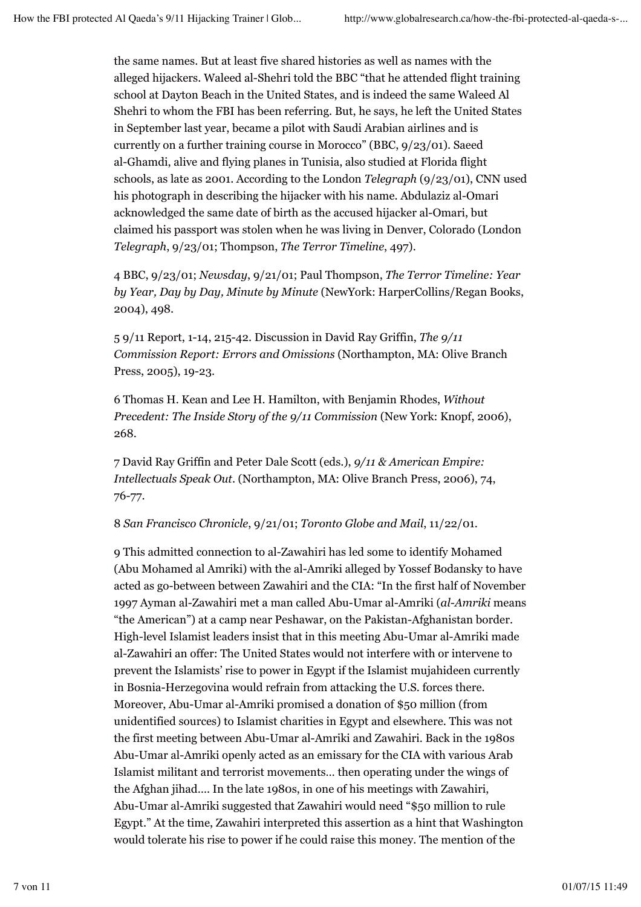the same names. But at least five shared histories as well as names with the alleged hijackers. Waleed al-Shehri told the BBC "that he attended flight training school at Dayton Beach in the United States, and is indeed the same Waleed Al Shehri to whom the FBI has been referring. But, he says, he left the United States in September last year, became a pilot with Saudi Arabian airlines and is currently on a further training course in Morocco" (BBC, 9/23/01). Saeed al-Ghamdi, alive and flying planes in Tunisia, also studied at Florida flight schools, as late as 2001. According to the London *Telegraph* (9/23/01), CNN used his photograph in describing the hijacker with his name. Abdulaziz al-Omari acknowledged the same date of birth as the accused hijacker al-Omari, but claimed his passport was stolen when he was living in Denver, Colorado (London *Telegraph*, 9/23/01; Thompson, *The Terror Timeline*, 497).

4 BBC, 9/23/01; *Newsday*, 9/21/01; Paul Thompson, *The Terror Timeline: Year by Year, Day by Day, Minute by Minute* (NewYork: HarperCollins/Regan Books, 2004), 498.

5 9/11 Report, 1-14, 215-42. Discussion in David Ray Griffin, *The 9/11 Commission Report: Errors and Omissions* (Northampton, MA: Olive Branch Press, 2005), 19-23.

6 Thomas H. Kean and Lee H. Hamilton, with Benjamin Rhodes, *Without Precedent: The Inside Story of the 9/11 Commission* (New York: Knopf, 2006), 268.

7 David Ray Griffin and Peter Dale Scott (eds.), *9/11 & American Empire: Intellectuals Speak Out*. (Northampton, MA: Olive Branch Press, 2006), 74, 76-77.

8 *San Francisco Chronicle*, 9/21/01; *Toronto Globe and Mail*, 11/22/01.

9 This admitted connection to al-Zawahiri has led some to identify Mohamed (Abu Mohamed al Amriki) with the al-Amriki alleged by Yossef Bodansky to have acted as go-between between Zawahiri and the CIA: "In the first half of November 1997 Ayman al-Zawahiri met a man called Abu-Umar al-Amriki (*al-Amriki* means "the American") at a camp near Peshawar, on the Pakistan-Afghanistan border. High-level Islamist leaders insist that in this meeting Abu-Umar al-Amriki made al-Zawahiri an offer: The United States would not interfere with or intervene to prevent the Islamists' rise to power in Egypt if the Islamist mujahideen currently in Bosnia-Herzegovina would refrain from attacking the U.S. forces there. Moreover, Abu-Umar al-Amriki promised a donation of $50 million (from unidentified sources) to Islamist charities in Egypt and elsewhere. This was not the first meeting between Abu-Umar al-Amriki and Zawahiri. Back in the 1980s Abu-Umar al-Amriki openly acted as an emissary for the CIA with various Arab Islamist militant and terrorist movements… then operating under the wings of the Afghan jihad…. In the late 1980s, in one of his meetings with Zawahiri, Abu-Umar al-Amriki suggested that Zawahiri would need "$50 million to rule Egypt." At the time, Zawahiri interpreted this assertion as a hint that Washington would tolerate his rise to power if he could raise this money. The mention of the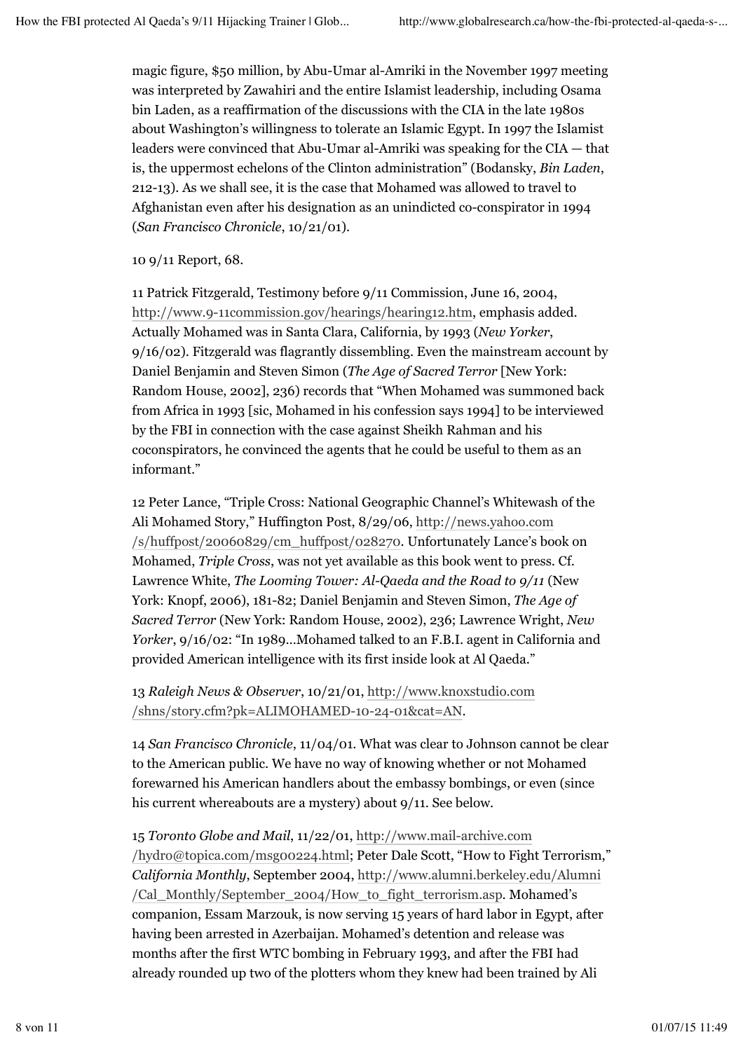magic figure, $50 million, by Abu-Umar al-Amriki in the November 1997 meeting was interpreted by Zawahiri and the entire Islamist leadership, including Osama bin Laden, as a reaffirmation of the discussions with the CIA in the late 1980s about Washington's willingness to tolerate an Islamic Egypt. In 1997 the Islamist leaders were convinced that Abu-Umar al-Amriki was speaking for the CIA — that is, the uppermost echelons of the Clinton administration" (Bodansky, *Bin Laden*, 212-13). As we shall see, it is the case that Mohamed was allowed to travel to Afghanistan even after his designation as an unindicted co-conspirator in 1994 (*San Francisco Chronicle*, 10/21/01).

10 9/11 Report, 68.

11 Patrick Fitzgerald, Testimony before 9/11 Commission, June 16, 2004, http://www.9-11commission.gov/hearings/hearing12.htm, emphasis added. Actually Mohamed was in Santa Clara, California, by 1993 (*New Yorker*, 9/16/02). Fitzgerald was flagrantly dissembling. Even the mainstream account by Daniel Benjamin and Steven Simon (*The Age of Sacred Terror* [New York: Random House, 2002], 236) records that "When Mohamed was summoned back from Africa in 1993 [sic, Mohamed in his confession says 1994] to be interviewed by the FBI in connection with the case against Sheikh Rahman and his coconspirators, he convinced the agents that he could be useful to them as an informant."

12 Peter Lance, "Triple Cross: National Geographic Channel's Whitewash of the Ali Mohamed Story," Huffington Post, 8/29/06, http://news.yahoo.com/s/huffpost/20060829/cm_huffpost/028270. Unfortunately Lance's book on Mohamed, *Triple Cross*, was not yet available as this book went to press. Cf. Lawrence White, *The Looming Tower: Al-Qaeda and the Road to 9/11* (New York: Knopf, 2006), 181-82; Daniel Benjamin and Steven Simon, *The Age of Sacred Terror* (New York: Random House, 2002), 236; Lawrence Wright, *New Yorker*, 9/16/02: "In 1989…Mohamed talked to an F.B.I. agent in California and provided American intelligence with its first inside look at Al Qaeda."

13 *Raleigh News & Observer*, 10/21/01, http://www.knoxstudio.com/shns/story.cfm?pk=ALIMOHAMED-10-24-01&cat=AN.

14 *San Francisco Chronicle*, 11/04/01. What was clear to Johnson cannot be clear to the American public. We have no way of knowing whether or not Mohamed forewarned his American handlers about the embassy bombings, or even (since his current whereabouts are a mystery) about 9/11. See below.

15 *Toronto Globe and Mail*, 11/22/01, http://www.mail-archive.com/hydro@topica.com/msg00224.html; Peter Dale Scott, "How to Fight Terrorism," *California Monthly*, September 2004, http://www.alumni.berkeley.edu/Alumni/Cal_Monthly/September_2004/How_to_fight_terrorism.asp. Mohamed's companion, Essam Marzouk, is now serving 15 years of hard labor in Egypt, after having been arrested in Azerbaijan. Mohamed's detention and release was months after the first WTC bombing in February 1993, and after the FBI had already rounded up two of the plotters whom they knew had been trained by Ali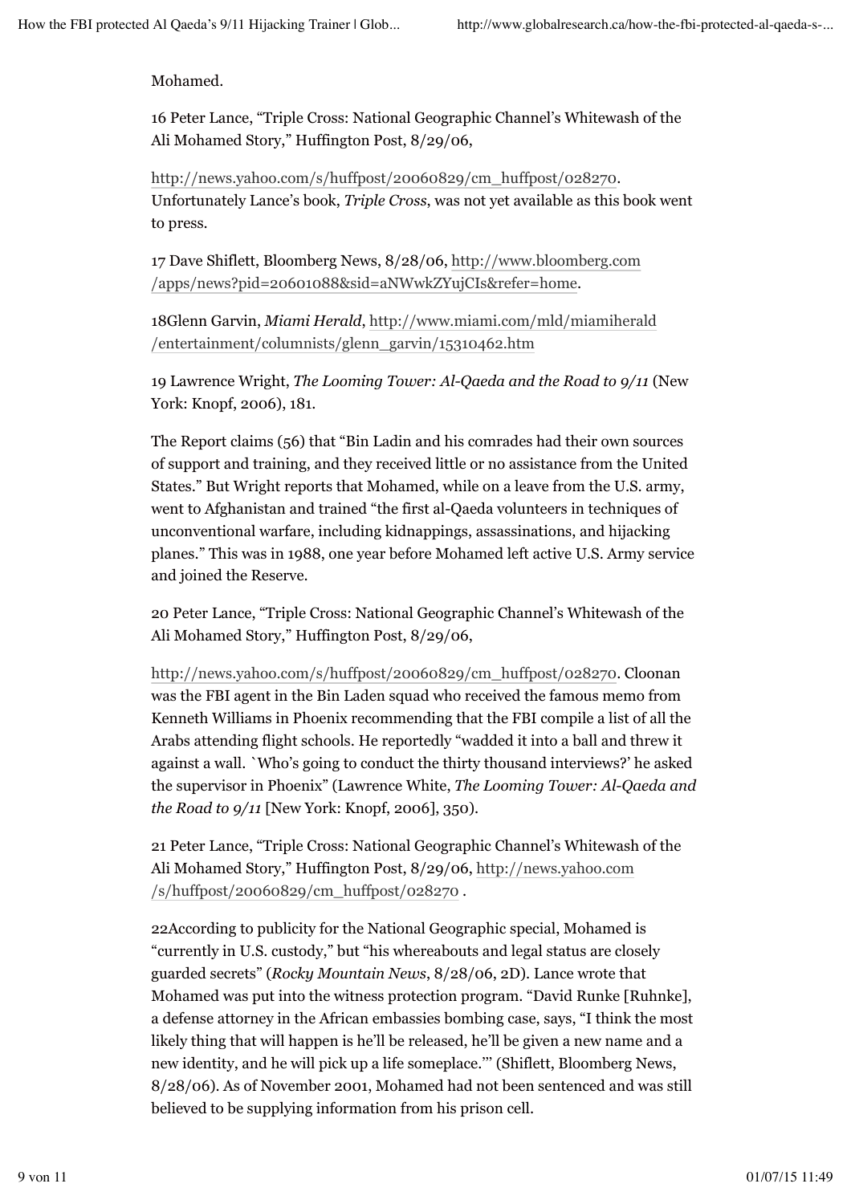Mohamed.

16 Peter Lance, "Triple Cross: National Geographic Channel's Whitewash of the Ali Mohamed Story," Huffington Post, 8/29/06,

http://news.yahoo.com/s/huffpost/20060829/cm_huffpost/028270. Unfortunately Lance's book, *Triple Cross*, was not yet available as this book went to press.

17 Dave Shiflett, Bloomberg News, 8/28/06, http://www.bloomberg.com/apps/news?pid=20601088&sid=aNWwkZYujCIs&refer=home.

18Glenn Garvin, *Miami Herald*, http://www.miami.com/mld/miamiherald/entertainment/columnists/glenn_garvin/15310462.htm

19 Lawrence Wright, *The Looming Tower: Al-Qaeda and the Road to 9/11* (New York: Knopf, 2006), 181.

The Report claims (56) that "Bin Ladin and his comrades had their own sources of support and training, and they received little or no assistance from the United States." But Wright reports that Mohamed, while on a leave from the U.S. army, went to Afghanistan and trained "the first al-Qaeda volunteers in techniques of unconventional warfare, including kidnappings, assassinations, and hijacking planes." This was in 1988, one year before Mohamed left active U.S. Army service and joined the Reserve.

20 Peter Lance, "Triple Cross: National Geographic Channel's Whitewash of the Ali Mohamed Story," Huffington Post, 8/29/06,

http://news.yahoo.com/s/huffpost/20060829/cm_huffpost/028270. Cloonan was the FBI agent in the Bin Laden squad who received the famous memo from Kenneth Williams in Phoenix recommending that the FBI compile a list of all the Arabs attending flight schools. He reportedly "wadded it into a ball and threw it against a wall. `Who's going to conduct the thirty thousand interviews?' he asked the supervisor in Phoenix" (Lawrence White, *The Looming Tower: Al-Qaeda and the Road to 9/11* [New York: Knopf, 2006], 350).

21 Peter Lance, "Triple Cross: National Geographic Channel's Whitewash of the Ali Mohamed Story," Huffington Post, 8/29/06, http://news.yahoo.com/s/huffpost/20060829/cm_huffpost/028270 .

22According to publicity for the National Geographic special, Mohamed is "currently in U.S. custody," but "his whereabouts and legal status are closely guarded secrets" (*Rocky Mountain News*, 8/28/06, 2D). Lance wrote that Mohamed was put into the witness protection program. "David Runke [Ruhnke], a defense attorney in the African embassies bombing case, says, "I think the most likely thing that will happen is he'll be released, he'll be given a new name and a new identity, and he will pick up a life someplace.'" (Shiflett, Bloomberg News, 8/28/06). As of November 2001, Mohamed had not been sentenced and was still believed to be supplying information from his prison cell.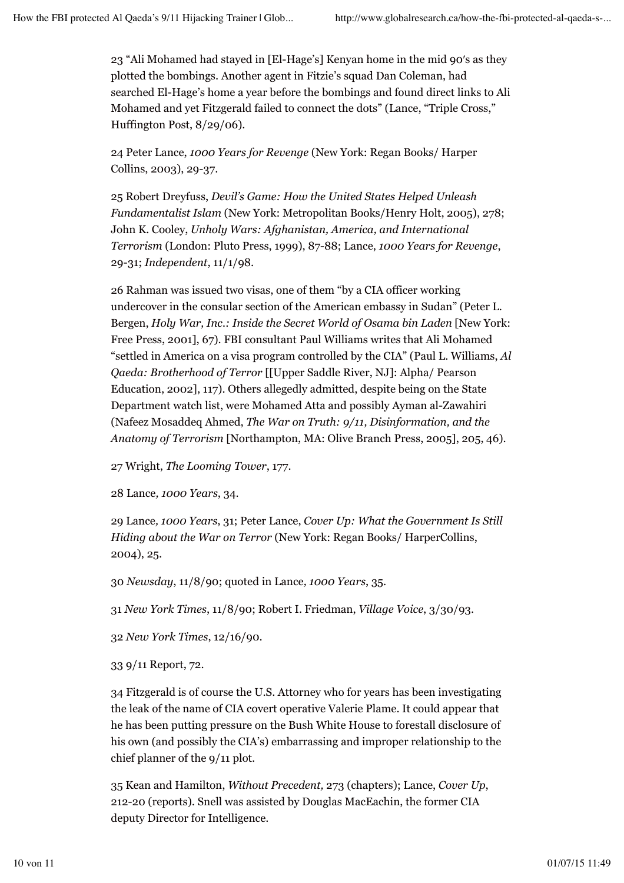23 "Ali Mohamed had stayed in [El-Hage's] Kenyan home in the mid 90′s as they plotted the bombings. Another agent in Fitzie's squad Dan Coleman, had searched El-Hage's home a year before the bombings and found direct links to Ali Mohamed and yet Fitzgerald failed to connect the dots" (Lance, "Triple Cross," Huffington Post, 8/29/06).

24 Peter Lance, *1000 Years for Revenge* (New York: Regan Books/ Harper Collins, 2003), 29-37.

25 Robert Dreyfuss, *Devil's Game: How the United States Helped Unleash Fundamentalist Islam* (New York: Metropolitan Books/Henry Holt, 2005), 278; John K. Cooley, *Unholy Wars: Afghanistan, America, and International Terrorism* (London: Pluto Press, 1999), 87-88; Lance, *1000 Years for Revenge*, 29-31; *Independent*, 11/1/98.

26 Rahman was issued two visas, one of them "by a CIA officer working undercover in the consular section of the American embassy in Sudan" (Peter L. Bergen, *Holy War, Inc.: Inside the Secret World of Osama bin Laden* [New York: Free Press, 2001], 67). FBI consultant Paul Williams writes that Ali Mohamed "settled in America on a visa program controlled by the CIA" (Paul L. Williams, *Al Qaeda: Brotherhood of Terror* [[Upper Saddle River, NJ]: Alpha/ Pearson Education, 2002], 117). Others allegedly admitted, despite being on the State Department watch list, were Mohamed Atta and possibly Ayman al-Zawahiri (Nafeez Mosaddeq Ahmed, *The War on Truth: 9/11, Disinformation, and the Anatomy of Terrorism* [Northampton, MA: Olive Branch Press, 2005], 205, 46).

27 Wright, *The Looming Tower*, 177.

28 Lance*, 1000 Years*, 34.

29 Lance*, 1000 Years*, 31; Peter Lance, *Cover Up: What the Government Is Still Hiding about the War on Terror* (New York: Regan Books/ HarperCollins, 2004), 25.

30 *Newsday*, 11/8/90; quoted in Lance*, 1000 Years*, 35.

31 *New York Times*, 11/8/90; Robert I. Friedman, *Village Voice*, 3/30/93.

32 *New York Times*, 12/16/90.

33 9/11 Report, 72.

34 Fitzgerald is of course the U.S. Attorney who for years has been investigating the leak of the name of CIA covert operative Valerie Plame. It could appear that he has been putting pressure on the Bush White House to forestall disclosure of his own (and possibly the CIA's) embarrassing and improper relationship to the chief planner of the 9/11 plot.

35 Kean and Hamilton, *Without Precedent,* 273 (chapters); Lance, *Cover Up*, 212-20 (reports). Snell was assisted by Douglas MacEachin, the former CIA deputy Director for Intelligence.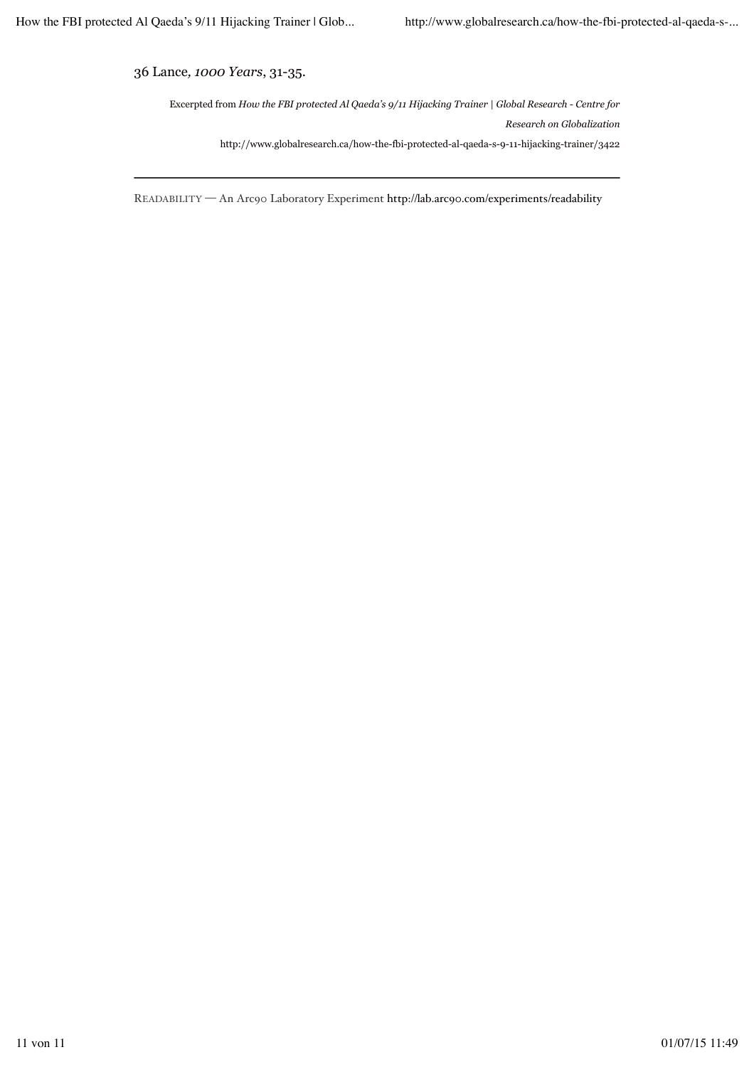36 Lance, *1000 Years*, 31-35.

Excerpted from *How the FBI protected Al Qaeda's 9/11 Hijacking Trainer | Global Research - Centre for Research on Globalization*

http://www.globalresearch.ca/how-the-fbi-protected-al-qaeda-s-9-11-hijacking-trainer/3422

---

READABILITY — An Arc90 Laboratory Experiment http://lab.arc90.com/experiments/readability